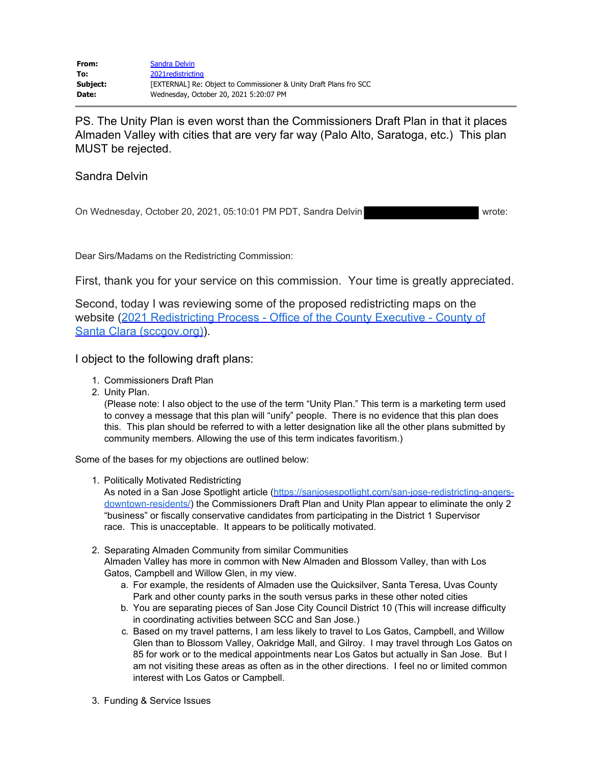| | |
|---|---|
| **From:** | Sandra Delvin |
| **To:** | 2021redistricting |
| **Subject:** | [EXTERNAL] Re: Object to Commissioner & Unity Draft Plans fro SCC |
| **Date:** | Wednesday, October 20, 2021 5:20:07 PM |

PS. The Unity Plan is even worst than the Commissioners Draft Plan in that it places Almaden Valley with cities that are very far way (Palo Alto, Saratoga, etc.) This plan MUST be rejected.

Sandra Delvin

On Wednesday, October 20, 2021, 05:10:01 PM PDT, Sandra Delvin [REDACTED] wrote:

Dear Sirs/Madams on the Redistricting Commission:

First, thank you for your service on this commission. Your time is greatly appreciated.

Second, today I was reviewing some of the proposed redistricting maps on the website ([2021 Redistricting Process - Office of the County Executive - County of Santa Clara (sccgov.org)]()).

I object to the following draft plans:

1. Commissioners Draft Plan
2. Unity Plan.
   (Please note: I also object to the use of the term "Unity Plan." This term is a marketing term used to convey a message that this plan will "unify" people. There is no evidence that this plan does this. This plan should be referred to with a letter designation like all the other plans submitted by community members. Allowing the use of this term indicates favoritism.)

Some of the bases for my objections are outlined below:

1. Politically Motivated Redistricting
   As noted in a San Jose Spotlight article (https://sanjosespotlight.com/san-jose-redistricting-angers-downtown-residents/) the Commissioners Draft Plan and Unity Plan appear to eliminate the only 2 "business" or fiscally conservative candidates from participating in the District 1 Supervisor race. This is unacceptable. It appears to be politically motivated.

2. Separating Almaden Community from similar Communities
   Almaden Valley has more in common with New Almaden and Blossom Valley, than with Los Gatos, Campbell and Willow Glen, in my view.
   a. For example, the residents of Almaden use the Quicksilver, Santa Teresa, Uvas County Park and other county parks in the south versus parks in these other noted cities
   b. You are separating pieces of San Jose City Council District 10 (This will increase difficulty in coordinating activities between SCC and San Jose.)
   c. Based on my travel patterns, I am less likely to travel to Los Gatos, Campbell, and Willow Glen than to Blossom Valley, Oakridge Mall, and Gilroy. I may travel through Los Gatos on 85 for work or to the medical appointments near Los Gatos but actually in San Jose. But I am not visiting these areas as often as in the other directions. I feel no or limited common interest with Los Gatos or Campbell.

3. Funding & Service Issues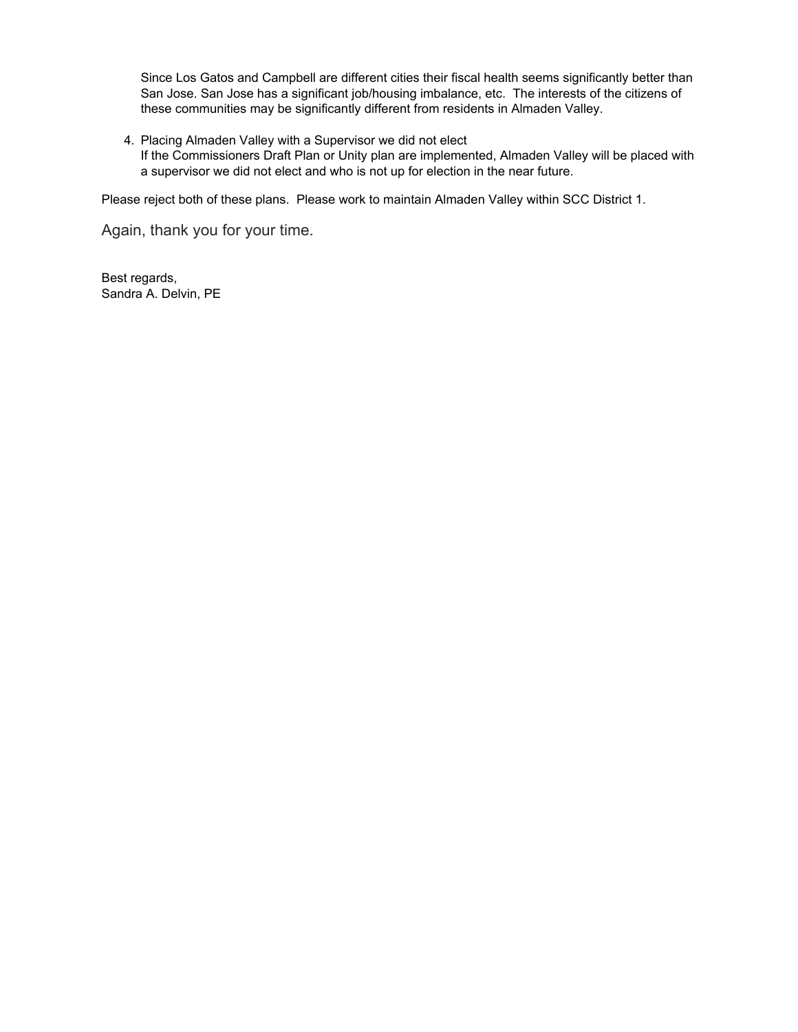Since Los Gatos and Campbell are different cities their fiscal health seems significantly better than San Jose. San Jose has a significant job/housing imbalance, etc. The interests of the citizens of these communities may be significantly different from residents in Almaden Valley.

4. Placing Almaden Valley with a Supervisor we did not elect
   If the Commissioners Draft Plan or Unity plan are implemented, Almaden Valley will be placed with a supervisor we did not elect and who is not up for election in the near future.

Please reject both of these plans. Please work to maintain Almaden Valley within SCC District 1.

Again, thank you for your time.

Best regards,
Sandra A. Delvin, PE